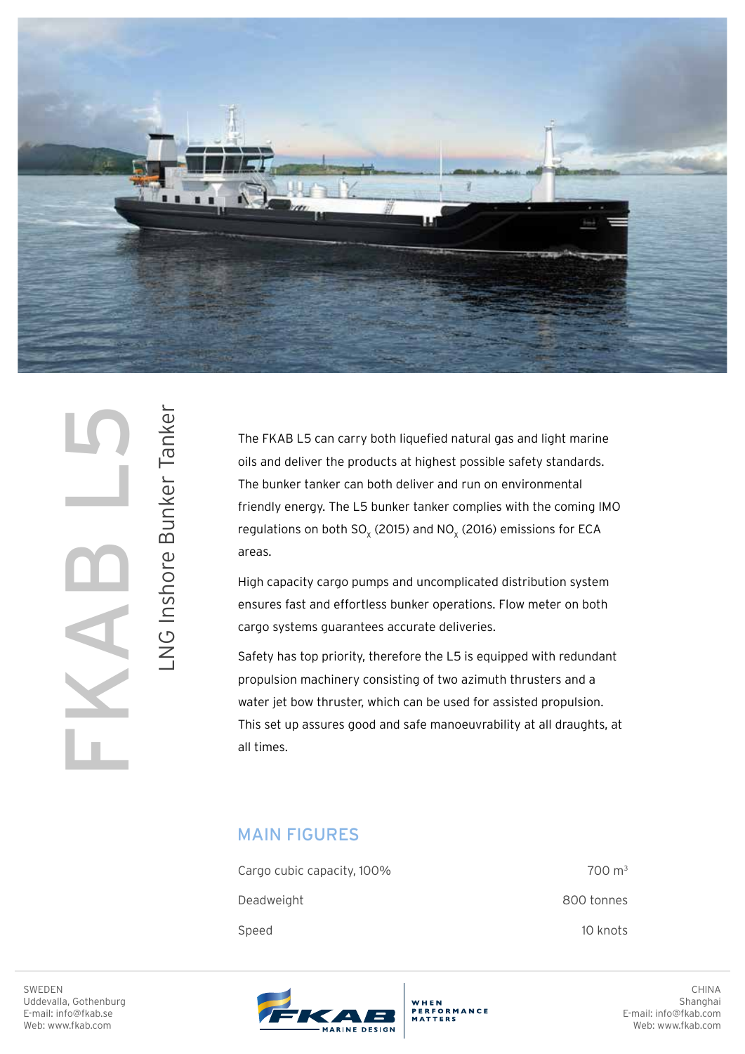# FKAB L5

## LNG Inshore Bunker Tanker

The FKAB L5 can carry both liquefied natural gas and light marine oils and deliver the products at highest possible safety standards. The bunker tanker can both deliver and run on environmental friendly energy. The L5 bunker tanker complies with the coming IMO regulations on both $SO_x$ (2015) and $NO_x$ (2016) emissions for ECA areas.

High capacity cargo pumps and uncomplicated distribution system ensures fast and effortless bunker operations. Flow meter on both cargo systems guarantees accurate deliveries.

Safety has top priority, therefore the L5 is equipped with redundant propulsion machinery consisting of two azimuth thrusters and a water jet bow thruster, which can be used for assisted propulsion. This set up assures good and safe manoeuvrability at all draughts, at all times.

## MAIN FIGURES

| | |
|---|---|
| Cargo cubic capacity, 100% | 700 $m^3$ |
| Deadweight | 800 tonnes |
| Speed | 10 knots |

SWEDEN
Uddevalla, Gothenburg
E-mail: info@fkab.se
Web: www.fkab.com

FKAB MARINE DESIGN — WHEN PERFORMANCE MATTERS

CHINA
Shanghai
E-mail: info@fkab.com
Web: www.fkab.com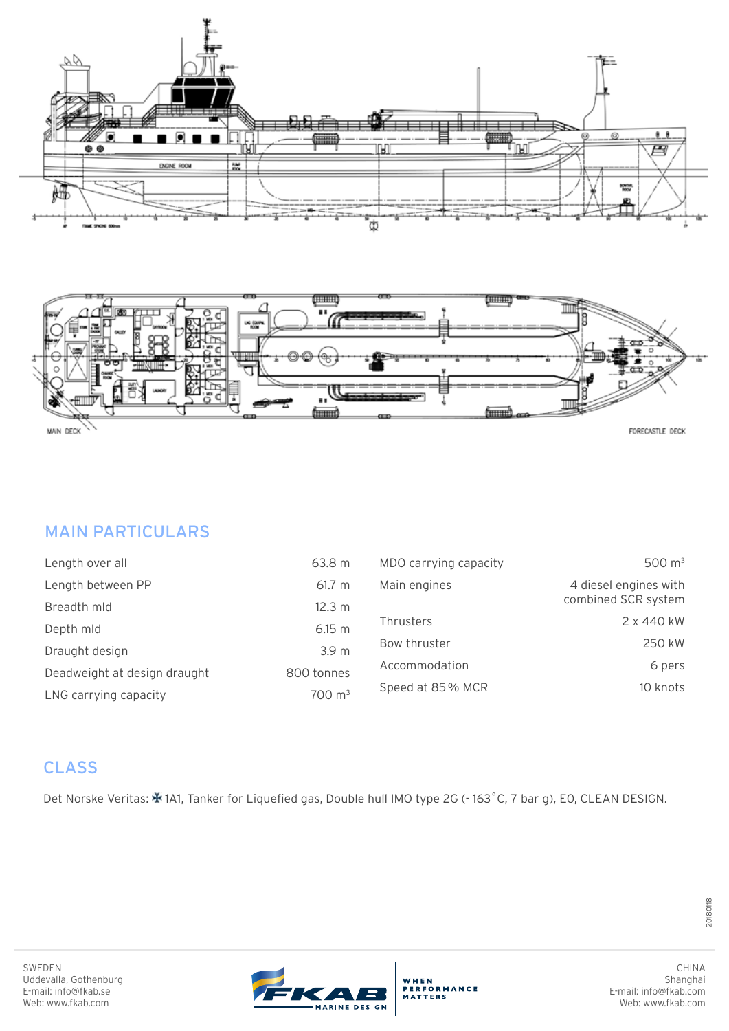MAIN DECK

FORECASTLE DECK

## MAIN PARTICULARS

| | |
|---|---|
| Length over all | 63.8 m |
| Length between PP | 61.7 m |
| Breadth mld | 12.3 m |
| Depth mld | 6.15 m |
| Draught design | 3.9 m |
| Deadweight at design draught | 800 tonnes |
| LNG carrying capacity | 700 $m^3$ |
| MDO carrying capacity | 500 $m^3$ |
| Main engines | 4 diesel engines with combined SCR system |
| Thrusters | 2 x 440 kW |
| Bow thruster | 250 kW |
| Accommodation | 6 pers |
| Speed at 85 % MCR | 10 knots |

## CLASS

Det Norske Veritas: ✠1A1, Tanker for Liquefied gas, Double hull IMO type 2G (- 163˚C, 7 bar g), EO, CLEAN DESIGN.

SWEDEN
Uddevalla, Gothenburg
E-mail: info@fkab.se
Web: www.fkab.com

FKAB MARINE DESIGN — WHEN PERFORMANCE MATTERS

CHINA
Shanghai
E-mail: info@fkab.com
Web: www.fkab.com